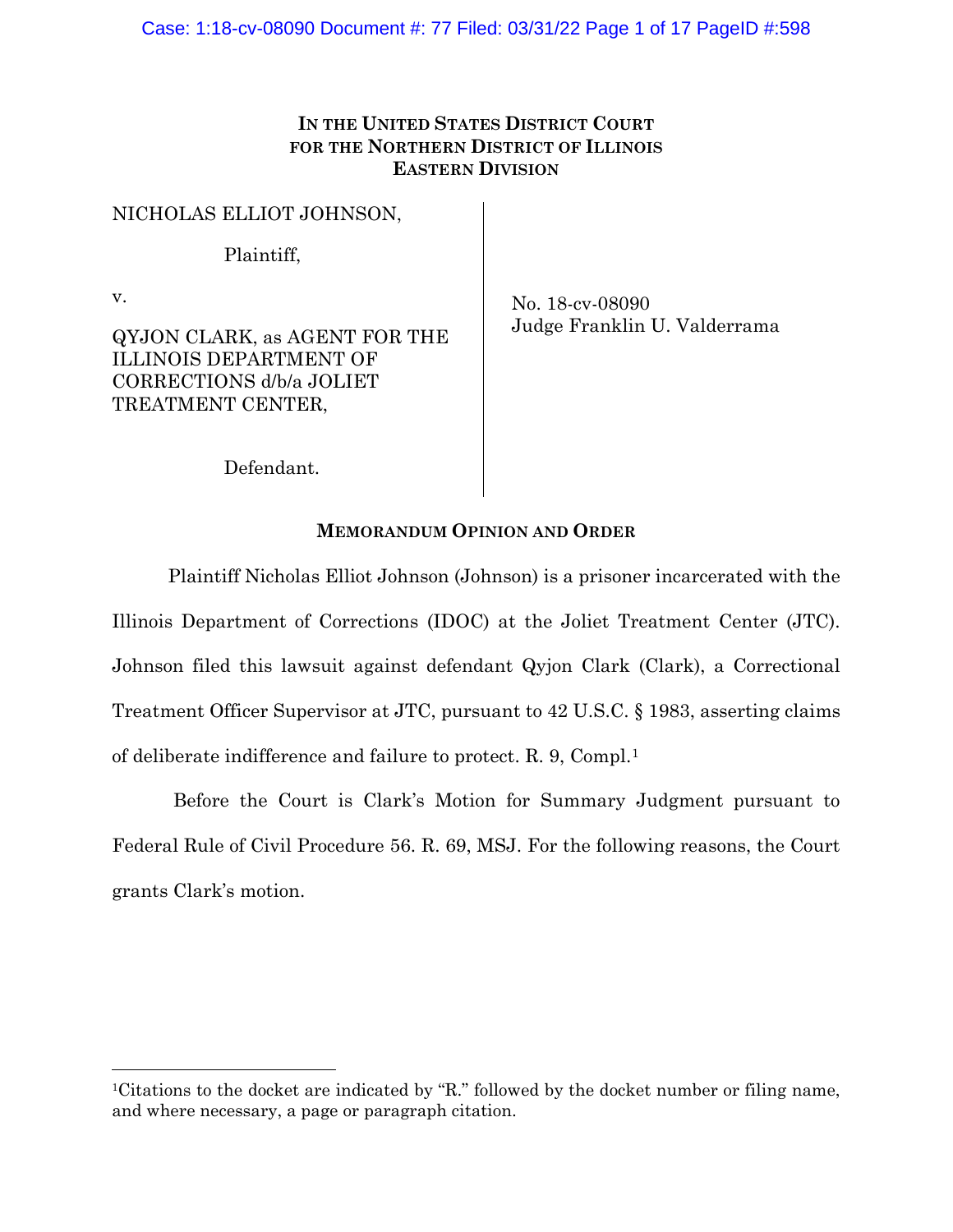**IN THE UNITED STATES DISTRICT COURT**
**FOR THE NORTHERN DISTRICT OF ILLINOIS**
**EASTERN DIVISION**

NICHOLAS ELLIOT JOHNSON,

Plaintiff,

v.

QYJON CLARK, as AGENT FOR THE ILLINOIS DEPARTMENT OF CORRECTIONS d/b/a JOLIET TREATMENT CENTER,

Defendant.

No. 18-cv-08090
Judge Franklin U. Valderrama

**MEMORANDUM OPINION AND ORDER**

Plaintiff Nicholas Elliot Johnson (Johnson) is a prisoner incarcerated with the Illinois Department of Corrections (IDOC) at the Joliet Treatment Center (JTC). Johnson filed this lawsuit against defendant Qyjon Clark (Clark), a Correctional Treatment Officer Supervisor at JTC, pursuant to 42 U.S.C. § 1983, asserting claims of deliberate indifference and failure to protect. R. 9, Compl.[1]

Before the Court is Clark's Motion for Summary Judgment pursuant to Federal Rule of Civil Procedure 56. R. 69, MSJ. For the following reasons, the Court grants Clark's motion.

[1]Citations to the docket are indicated by "R." followed by the docket number or filing name, and where necessary, a page or paragraph citation.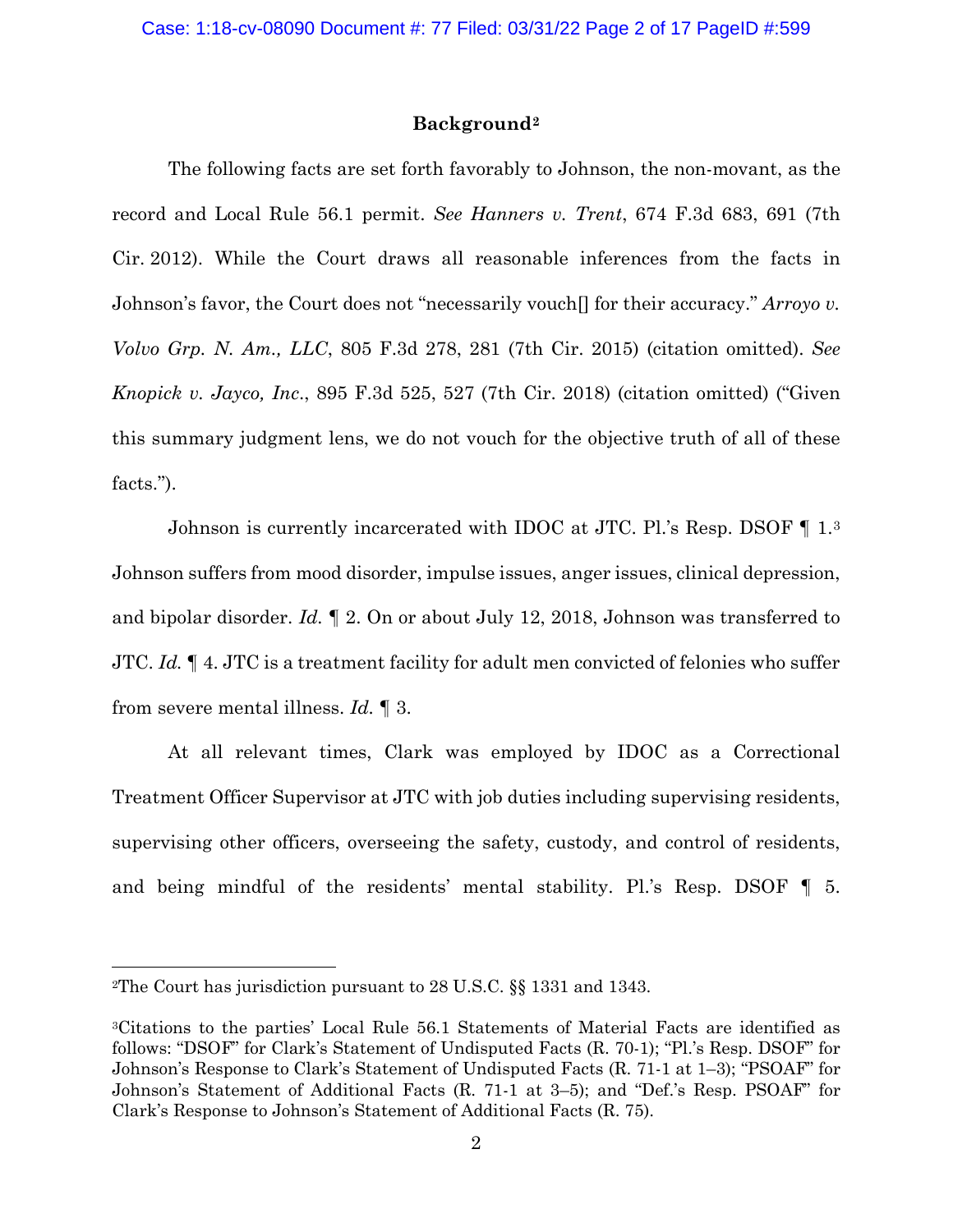## Background[2]

The following facts are set forth favorably to Johnson, the non-movant, as the record and Local Rule 56.1 permit. *See Hanners v. Trent*, 674 F.3d 683, 691 (7th Cir. 2012). While the Court draws all reasonable inferences from the facts in Johnson's favor, the Court does not "necessarily vouch[] for their accuracy." *Arroyo v. Volvo Grp. N. Am., LLC*, 805 F.3d 278, 281 (7th Cir. 2015) (citation omitted). *See Knopick v. Jayco, Inc.*, 895 F.3d 525, 527 (7th Cir. 2018) (citation omitted) ("Given this summary judgment lens, we do not vouch for the objective truth of all of these facts.").

Johnson is currently incarcerated with IDOC at JTC. Pl.'s Resp. DSOF ¶ 1.[3] Johnson suffers from mood disorder, impulse issues, anger issues, clinical depression, and bipolar disorder. *Id.* ¶ 2. On or about July 12, 2018, Johnson was transferred to JTC. *Id.* ¶ 4. JTC is a treatment facility for adult men convicted of felonies who suffer from severe mental illness. *Id.* ¶ 3.

At all relevant times, Clark was employed by IDOC as a Correctional Treatment Officer Supervisor at JTC with job duties including supervising residents, supervising other officers, overseeing the safety, custody, and control of residents, and being mindful of the residents' mental stability. Pl.'s Resp. DSOF ¶ 5.

---

[2]The Court has jurisdiction pursuant to 28 U.S.C. §§ 1331 and 1343.

[3]Citations to the parties' Local Rule 56.1 Statements of Material Facts are identified as follows: "DSOF" for Clark's Statement of Undisputed Facts (R. 70-1); "Pl.'s Resp. DSOF" for Johnson's Response to Clark's Statement of Undisputed Facts (R. 71-1 at 1–3); "PSOAF" for Johnson's Statement of Additional Facts (R. 71-1 at 3–5); and "Def.'s Resp. PSOAF" for Clark's Response to Johnson's Statement of Additional Facts (R. 75).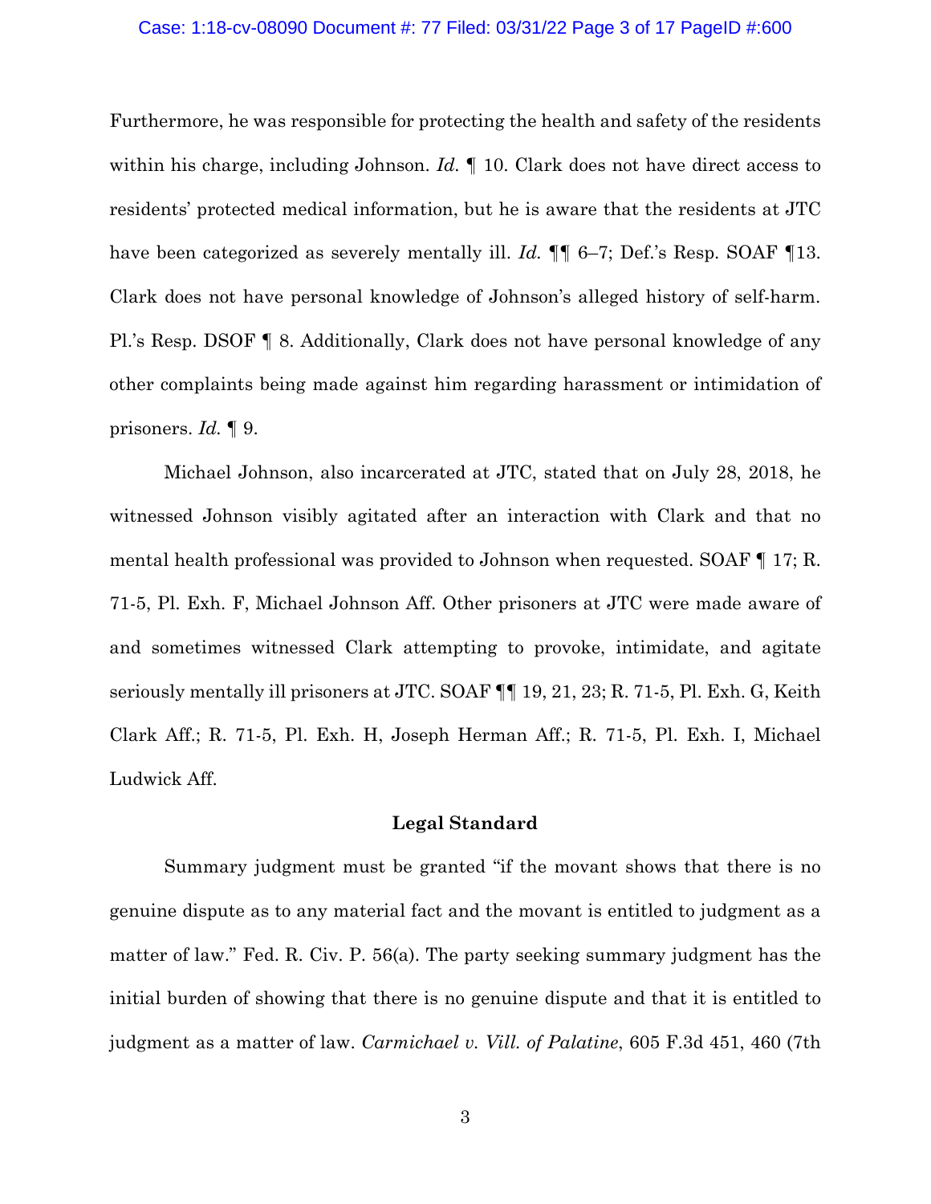Furthermore, he was responsible for protecting the health and safety of the residents within his charge, including Johnson. *Id.* ¶ 10. Clark does not have direct access to residents' protected medical information, but he is aware that the residents at JTC have been categorized as severely mentally ill. *Id.* ¶¶ 6–7; Def.'s Resp. SOAF ¶13. Clark does not have personal knowledge of Johnson's alleged history of self-harm. Pl.'s Resp. DSOF ¶ 8. Additionally, Clark does not have personal knowledge of any other complaints being made against him regarding harassment or intimidation of prisoners. *Id.* ¶ 9.

Michael Johnson, also incarcerated at JTC, stated that on July 28, 2018, he witnessed Johnson visibly agitated after an interaction with Clark and that no mental health professional was provided to Johnson when requested. SOAF ¶ 17; R. 71-5, Pl. Exh. F, Michael Johnson Aff. Other prisoners at JTC were made aware of and sometimes witnessed Clark attempting to provoke, intimidate, and agitate seriously mentally ill prisoners at JTC. SOAF ¶¶ 19, 21, 23; R. 71-5, Pl. Exh. G, Keith Clark Aff.; R. 71-5, Pl. Exh. H, Joseph Herman Aff.; R. 71-5, Pl. Exh. I, Michael Ludwick Aff.

## Legal Standard

Summary judgment must be granted "if the movant shows that there is no genuine dispute as to any material fact and the movant is entitled to judgment as a matter of law." Fed. R. Civ. P. 56(a). The party seeking summary judgment has the initial burden of showing that there is no genuine dispute and that it is entitled to judgment as a matter of law. *Carmichael v. Vill. of Palatine*, 605 F.3d 451, 460 (7th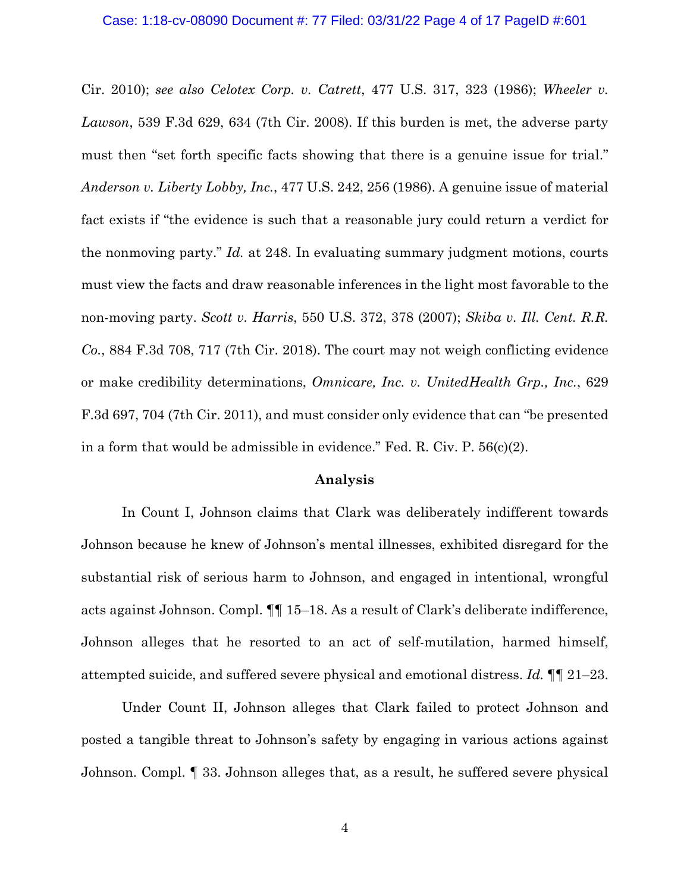Cir. 2010); *see also Celotex Corp. v. Catrett*, 477 U.S. 317, 323 (1986); *Wheeler v. Lawson*, 539 F.3d 629, 634 (7th Cir. 2008). If this burden is met, the adverse party must then "set forth specific facts showing that there is a genuine issue for trial." *Anderson v. Liberty Lobby, Inc.*, 477 U.S. 242, 256 (1986). A genuine issue of material fact exists if "the evidence is such that a reasonable jury could return a verdict for the nonmoving party." *Id.* at 248. In evaluating summary judgment motions, courts must view the facts and draw reasonable inferences in the light most favorable to the non-moving party. *Scott v. Harris*, 550 U.S. 372, 378 (2007); *Skiba v. Ill. Cent. R.R. Co.*, 884 F.3d 708, 717 (7th Cir. 2018). The court may not weigh conflicting evidence or make credibility determinations, *Omnicare, Inc. v. UnitedHealth Grp., Inc.*, 629 F.3d 697, 704 (7th Cir. 2011), and must consider only evidence that can "be presented in a form that would be admissible in evidence." Fed. R. Civ. P. 56(c)(2).

## Analysis

In Count I, Johnson claims that Clark was deliberately indifferent towards Johnson because he knew of Johnson's mental illnesses, exhibited disregard for the substantial risk of serious harm to Johnson, and engaged in intentional, wrongful acts against Johnson. Compl. ¶¶ 15–18. As a result of Clark's deliberate indifference, Johnson alleges that he resorted to an act of self-mutilation, harmed himself, attempted suicide, and suffered severe physical and emotional distress. *Id.* ¶¶ 21–23.

Under Count II, Johnson alleges that Clark failed to protect Johnson and posted a tangible threat to Johnson's safety by engaging in various actions against Johnson. Compl. ¶ 33. Johnson alleges that, as a result, he suffered severe physical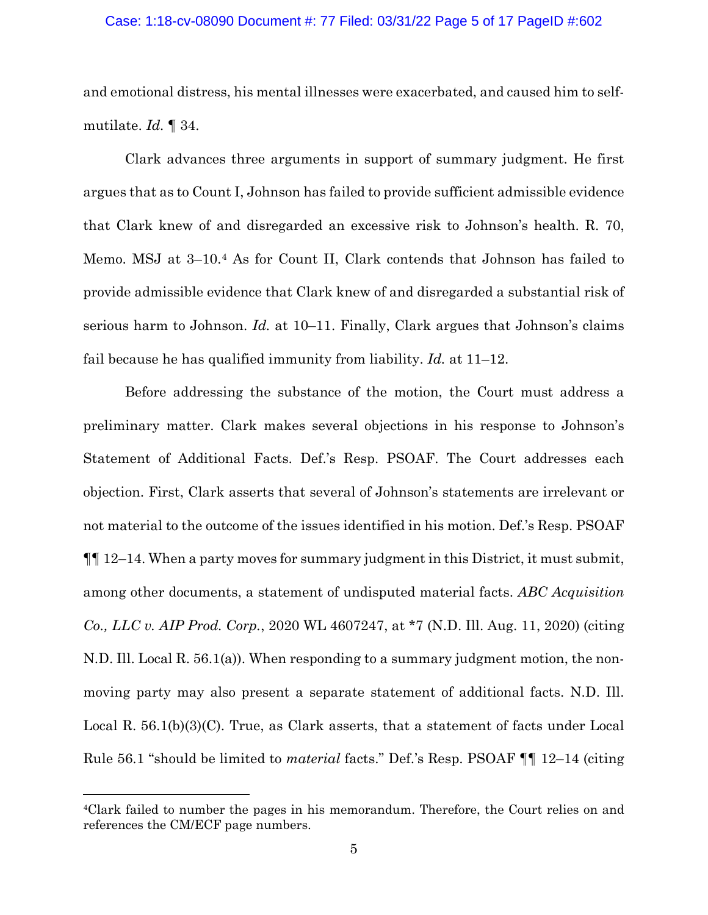and emotional distress, his mental illnesses were exacerbated, and caused him to self-mutilate. *Id.* ¶ 34.

Clark advances three arguments in support of summary judgment. He first argues that as to Count I, Johnson has failed to provide sufficient admissible evidence that Clark knew of and disregarded an excessive risk to Johnson's health. R. 70, Memo. MSJ at 3–10.[4] As for Count II, Clark contends that Johnson has failed to provide admissible evidence that Clark knew of and disregarded a substantial risk of serious harm to Johnson. *Id.* at 10–11. Finally, Clark argues that Johnson's claims fail because he has qualified immunity from liability. *Id.* at 11–12.

Before addressing the substance of the motion, the Court must address a preliminary matter. Clark makes several objections in his response to Johnson's Statement of Additional Facts. Def.'s Resp. PSOAF. The Court addresses each objection. First, Clark asserts that several of Johnson's statements are irrelevant or not material to the outcome of the issues identified in his motion. Def.'s Resp. PSOAF ¶¶ 12–14. When a party moves for summary judgment in this District, it must submit, among other documents, a statement of undisputed material facts. *ABC Acquisition Co., LLC v. AIP Prod. Corp.*, 2020 WL 4607247, at *7 (N.D. Ill. Aug. 11, 2020) (citing N.D. Ill. Local R. 56.1(a)). When responding to a summary judgment motion, the non-moving party may also present a separate statement of additional facts. N.D. Ill. Local R. 56.1(b)(3)(C). True, as Clark asserts, that a statement of facts under Local Rule 56.1 "should be limited to *material* facts." Def.'s Resp. PSOAF ¶¶ 12–14 (citing

[4]Clark failed to number the pages in his memorandum. Therefore, the Court relies on and references the CM/ECF page numbers.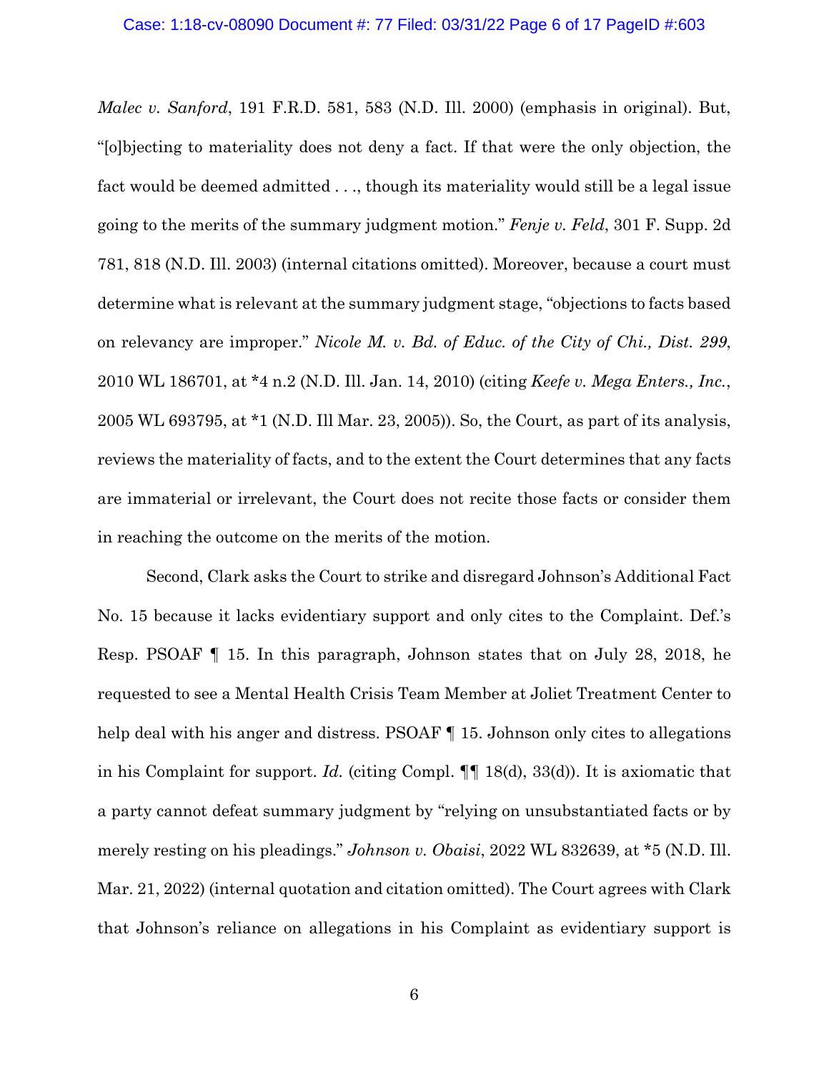*Malec v. Sanford*, 191 F.R.D. 581, 583 (N.D. Ill. 2000) (emphasis in original). But, "[o]bjecting to materiality does not deny a fact. If that were the only objection, the fact would be deemed admitted . . ., though its materiality would still be a legal issue going to the merits of the summary judgment motion." *Fenje v. Feld*, 301 F. Supp. 2d 781, 818 (N.D. Ill. 2003) (internal citations omitted). Moreover, because a court must determine what is relevant at the summary judgment stage, "objections to facts based on relevancy are improper." *Nicole M. v. Bd. of Educ. of the City of Chi., Dist. 299*, 2010 WL 186701, at *4 n.2 (N.D. Ill. Jan. 14, 2010) (citing *Keefe v. Mega Enters., Inc.*, 2005 WL 693795, at *1 (N.D. Ill Mar. 23, 2005)). So, the Court, as part of its analysis, reviews the materiality of facts, and to the extent the Court determines that any facts are immaterial or irrelevant, the Court does not recite those facts or consider them in reaching the outcome on the merits of the motion.

Second, Clark asks the Court to strike and disregard Johnson's Additional Fact No. 15 because it lacks evidentiary support and only cites to the Complaint. Def.'s Resp. PSOAF ¶ 15. In this paragraph, Johnson states that on July 28, 2018, he requested to see a Mental Health Crisis Team Member at Joliet Treatment Center to help deal with his anger and distress. PSOAF ¶ 15. Johnson only cites to allegations in his Complaint for support. *Id.* (citing Compl. ¶¶ 18(d), 33(d)). It is axiomatic that a party cannot defeat summary judgment by "relying on unsubstantiated facts or by merely resting on his pleadings." *Johnson v. Obaisi*, 2022 WL 832639, at *5 (N.D. Ill. Mar. 21, 2022) (internal quotation and citation omitted). The Court agrees with Clark that Johnson's reliance on allegations in his Complaint as evidentiary support is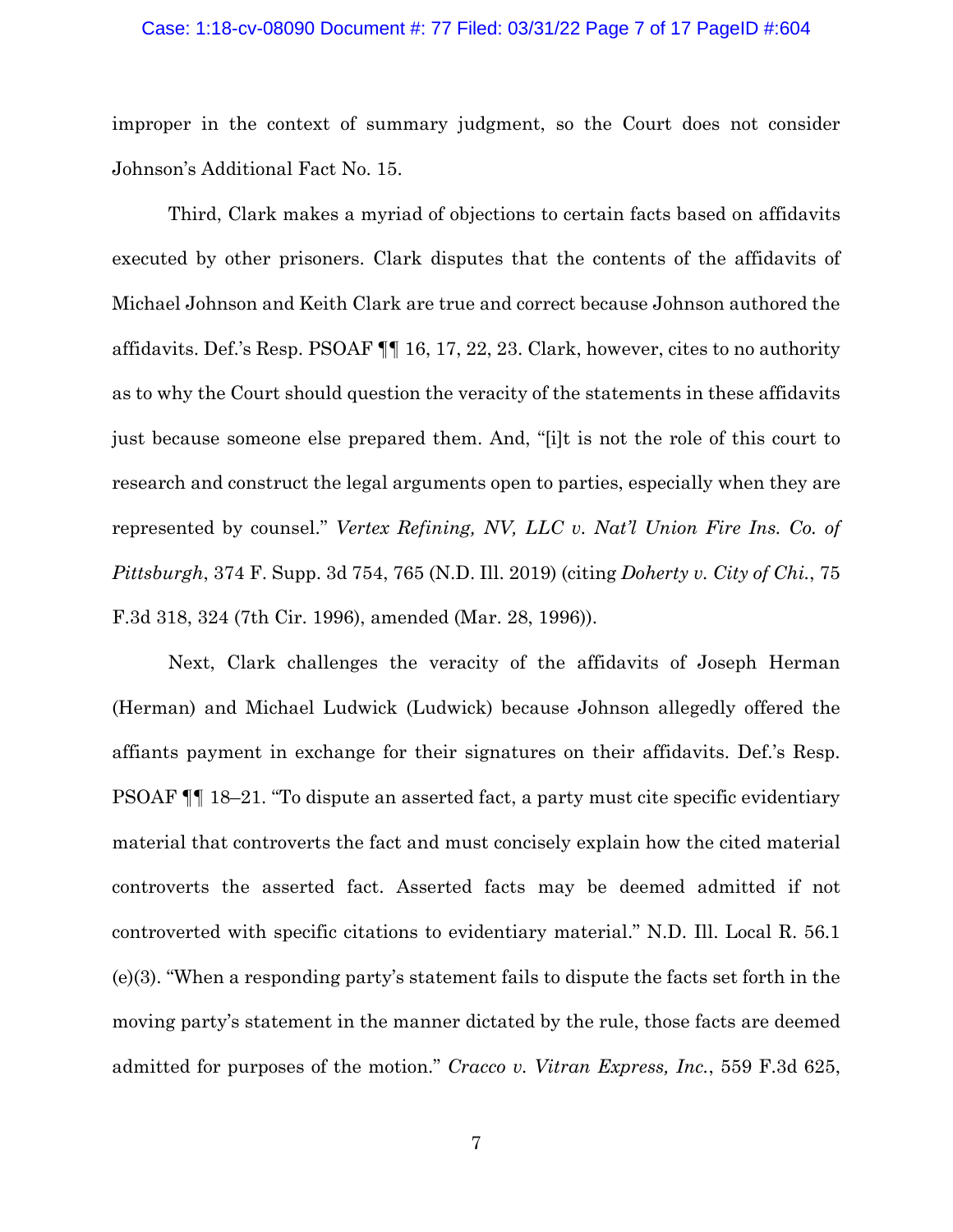improper in the context of summary judgment, so the Court does not consider Johnson's Additional Fact No. 15.

Third, Clark makes a myriad of objections to certain facts based on affidavits executed by other prisoners. Clark disputes that the contents of the affidavits of Michael Johnson and Keith Clark are true and correct because Johnson authored the affidavits. Def.'s Resp. PSOAF ¶¶ 16, 17, 22, 23. Clark, however, cites to no authority as to why the Court should question the veracity of the statements in these affidavits just because someone else prepared them. And, "[i]t is not the role of this court to research and construct the legal arguments open to parties, especially when they are represented by counsel." *Vertex Refining, NV, LLC v. Nat'l Union Fire Ins. Co. of Pittsburgh*, 374 F. Supp. 3d 754, 765 (N.D. Ill. 2019) (citing *Doherty v. City of Chi.*, 75 F.3d 318, 324 (7th Cir. 1996), amended (Mar. 28, 1996)).

Next, Clark challenges the veracity of the affidavits of Joseph Herman (Herman) and Michael Ludwick (Ludwick) because Johnson allegedly offered the affiants payment in exchange for their signatures on their affidavits. Def.'s Resp. PSOAF ¶¶ 18–21. "To dispute an asserted fact, a party must cite specific evidentiary material that controverts the fact and must concisely explain how the cited material controverts the asserted fact. Asserted facts may be deemed admitted if not controverted with specific citations to evidentiary material." N.D. Ill. Local R. 56.1 (e)(3). "When a responding party's statement fails to dispute the facts set forth in the moving party's statement in the manner dictated by the rule, those facts are deemed admitted for purposes of the motion." *Cracco v. Vitran Express, Inc.*, 559 F.3d 625,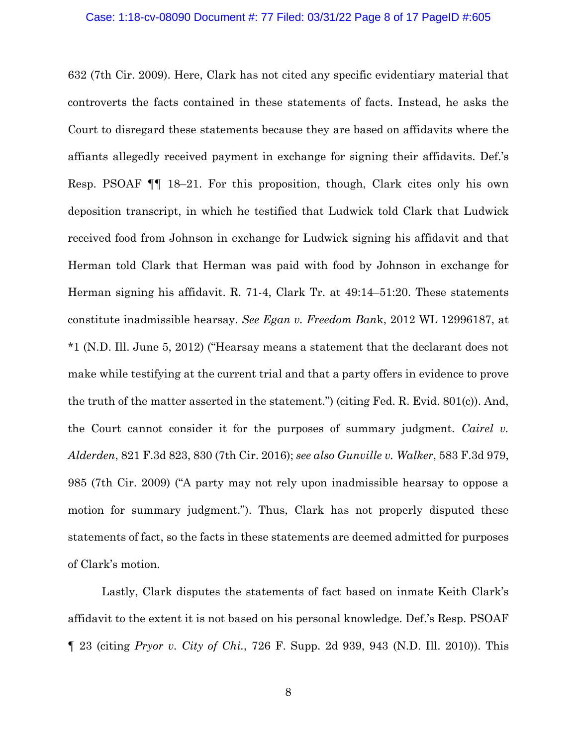632 (7th Cir. 2009). Here, Clark has not cited any specific evidentiary material that controverts the facts contained in these statements of facts. Instead, he asks the Court to disregard these statements because they are based on affidavits where the affiants allegedly received payment in exchange for signing their affidavits. Def.'s Resp. PSOAF ¶¶ 18–21. For this proposition, though, Clark cites only his own deposition transcript, in which he testified that Ludwick told Clark that Ludwick received food from Johnson in exchange for Ludwick signing his affidavit and that Herman told Clark that Herman was paid with food by Johnson in exchange for Herman signing his affidavit. R. 71-4, Clark Tr. at 49:14–51:20. These statements constitute inadmissible hearsay. *See Egan v. Freedom Ban*k, 2012 WL 12996187, at *1 (N.D. Ill. June 5, 2012) ("Hearsay means a statement that the declarant does not make while testifying at the current trial and that a party offers in evidence to prove the truth of the matter asserted in the statement.") (citing Fed. R. Evid. 801(c)). And, the Court cannot consider it for the purposes of summary judgment. *Cairel v. Alderden*, 821 F.3d 823, 830 (7th Cir. 2016); *see also Gunville v. Walker*, 583 F.3d 979, 985 (7th Cir. 2009) ("A party may not rely upon inadmissible hearsay to oppose a motion for summary judgment."). Thus, Clark has not properly disputed these statements of fact, so the facts in these statements are deemed admitted for purposes of Clark's motion.

Lastly, Clark disputes the statements of fact based on inmate Keith Clark's affidavit to the extent it is not based on his personal knowledge. Def.'s Resp. PSOAF ¶ 23 (citing *Pryor v. City of Chi.*, 726 F. Supp. 2d 939, 943 (N.D. Ill. 2010)). This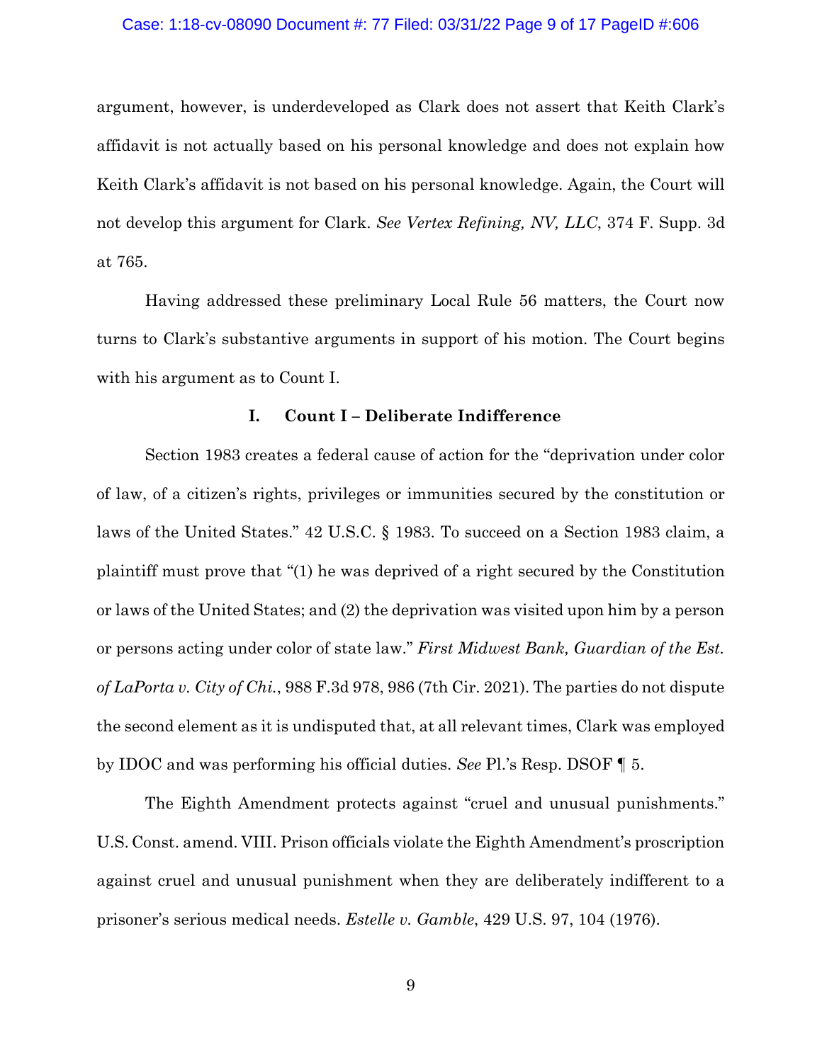argument, however, is underdeveloped as Clark does not assert that Keith Clark's affidavit is not actually based on his personal knowledge and does not explain how Keith Clark's affidavit is not based on his personal knowledge. Again, the Court will not develop this argument for Clark. *See Vertex Refining, NV, LLC*, 374 F. Supp. 3d at 765.

Having addressed these preliminary Local Rule 56 matters, the Court now turns to Clark's substantive arguments in support of his motion. The Court begins with his argument as to Count I.

## I. Count I – Deliberate Indifference

Section 1983 creates a federal cause of action for the "deprivation under color of law, of a citizen's rights, privileges or immunities secured by the constitution or laws of the United States." 42 U.S.C. § 1983. To succeed on a Section 1983 claim, a plaintiff must prove that "(1) he was deprived of a right secured by the Constitution or laws of the United States; and (2) the deprivation was visited upon him by a person or persons acting under color of state law." *First Midwest Bank, Guardian of the Est. of LaPorta v. City of Chi.*, 988 F.3d 978, 986 (7th Cir. 2021). The parties do not dispute the second element as it is undisputed that, at all relevant times, Clark was employed by IDOC and was performing his official duties. *See* Pl.'s Resp. DSOF ¶ 5.

The Eighth Amendment protects against "cruel and unusual punishments." U.S. Const. amend. VIII. Prison officials violate the Eighth Amendment's proscription against cruel and unusual punishment when they are deliberately indifferent to a prisoner's serious medical needs. *Estelle v. Gamble*, 429 U.S. 97, 104 (1976).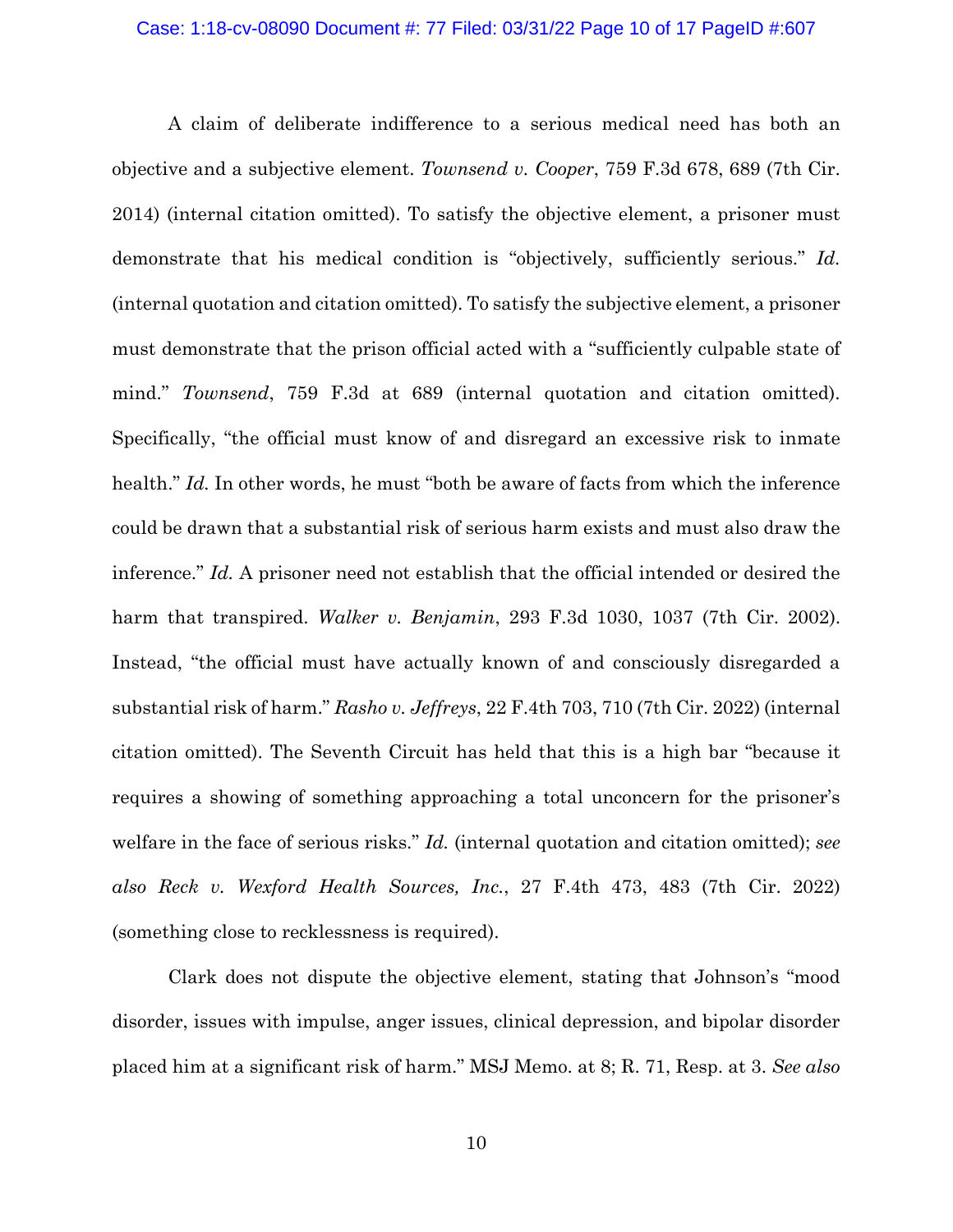A claim of deliberate indifference to a serious medical need has both an objective and a subjective element. *Townsend v. Cooper*, 759 F.3d 678, 689 (7th Cir. 2014) (internal citation omitted). To satisfy the objective element, a prisoner must demonstrate that his medical condition is "objectively, sufficiently serious." *Id.* (internal quotation and citation omitted). To satisfy the subjective element, a prisoner must demonstrate that the prison official acted with a "sufficiently culpable state of mind." *Townsend*, 759 F.3d at 689 (internal quotation and citation omitted). Specifically, "the official must know of and disregard an excessive risk to inmate health." *Id.* In other words, he must "both be aware of facts from which the inference could be drawn that a substantial risk of serious harm exists and must also draw the inference." *Id.* A prisoner need not establish that the official intended or desired the harm that transpired. *Walker v. Benjamin*, 293 F.3d 1030, 1037 (7th Cir. 2002). Instead, "the official must have actually known of and consciously disregarded a substantial risk of harm." *Rasho v. Jeffreys*, 22 F.4th 703, 710 (7th Cir. 2022) (internal citation omitted). The Seventh Circuit has held that this is a high bar "because it requires a showing of something approaching a total unconcern for the prisoner's welfare in the face of serious risks." *Id.* (internal quotation and citation omitted); *see also Reck v. Wexford Health Sources, Inc.*, 27 F.4th 473, 483 (7th Cir. 2022) (something close to recklessness is required).

Clark does not dispute the objective element, stating that Johnson's "mood disorder, issues with impulse, anger issues, clinical depression, and bipolar disorder placed him at a significant risk of harm." MSJ Memo. at 8; R. 71, Resp. at 3. *See also*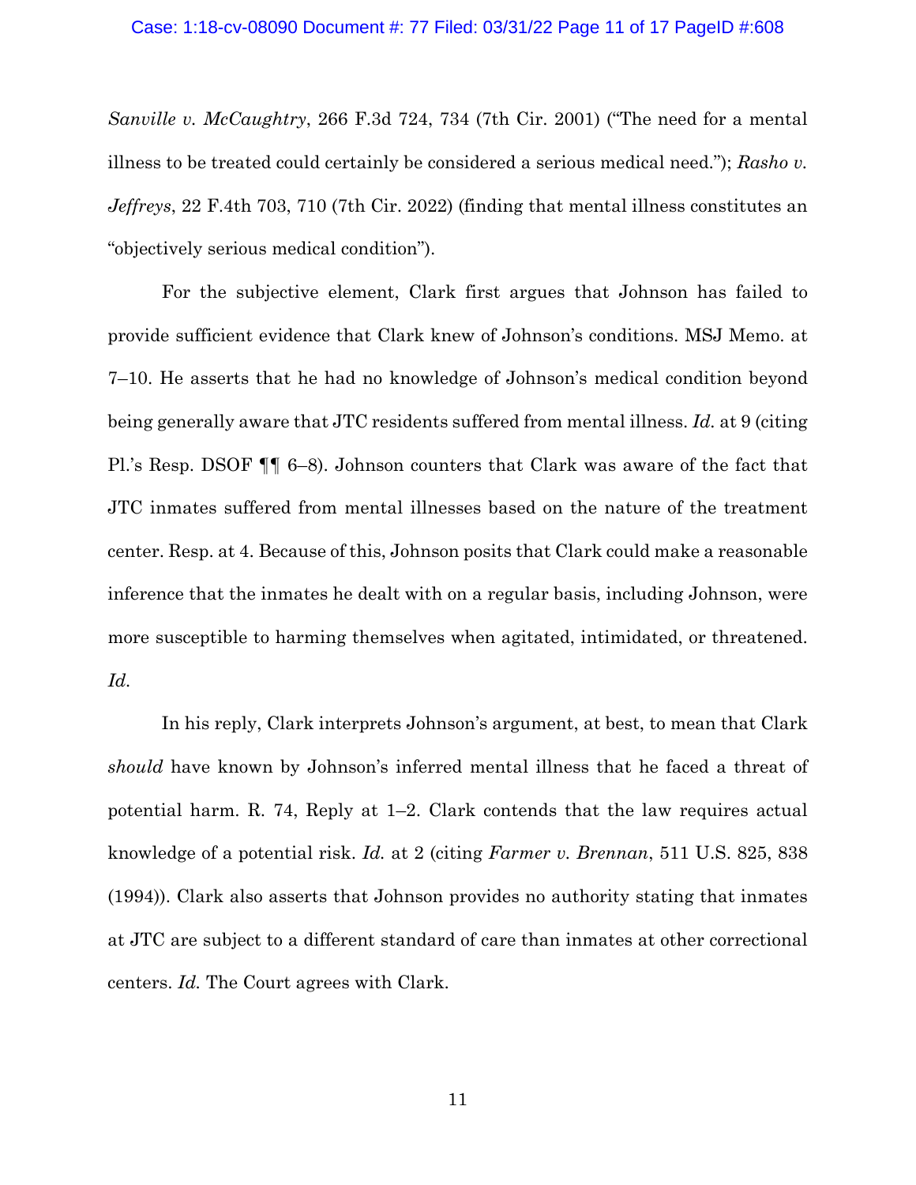*Sanville v. McCaughtry*, 266 F.3d 724, 734 (7th Cir. 2001) ("The need for a mental illness to be treated could certainly be considered a serious medical need."); *Rasho v. Jeffreys*, 22 F.4th 703, 710 (7th Cir. 2022) (finding that mental illness constitutes an "objectively serious medical condition").

For the subjective element, Clark first argues that Johnson has failed to provide sufficient evidence that Clark knew of Johnson's conditions. MSJ Memo. at 7–10. He asserts that he had no knowledge of Johnson's medical condition beyond being generally aware that JTC residents suffered from mental illness. *Id.* at 9 (citing Pl.'s Resp. DSOF ¶¶ 6–8). Johnson counters that Clark was aware of the fact that JTC inmates suffered from mental illnesses based on the nature of the treatment center. Resp. at 4. Because of this, Johnson posits that Clark could make a reasonable inference that the inmates he dealt with on a regular basis, including Johnson, were more susceptible to harming themselves when agitated, intimidated, or threatened. *Id.*

In his reply, Clark interprets Johnson's argument, at best, to mean that Clark *should* have known by Johnson's inferred mental illness that he faced a threat of potential harm. R. 74, Reply at 1–2. Clark contends that the law requires actual knowledge of a potential risk. *Id.* at 2 (citing *Farmer v. Brennan*, 511 U.S. 825, 838 (1994)). Clark also asserts that Johnson provides no authority stating that inmates at JTC are subject to a different standard of care than inmates at other correctional centers. *Id.* The Court agrees with Clark.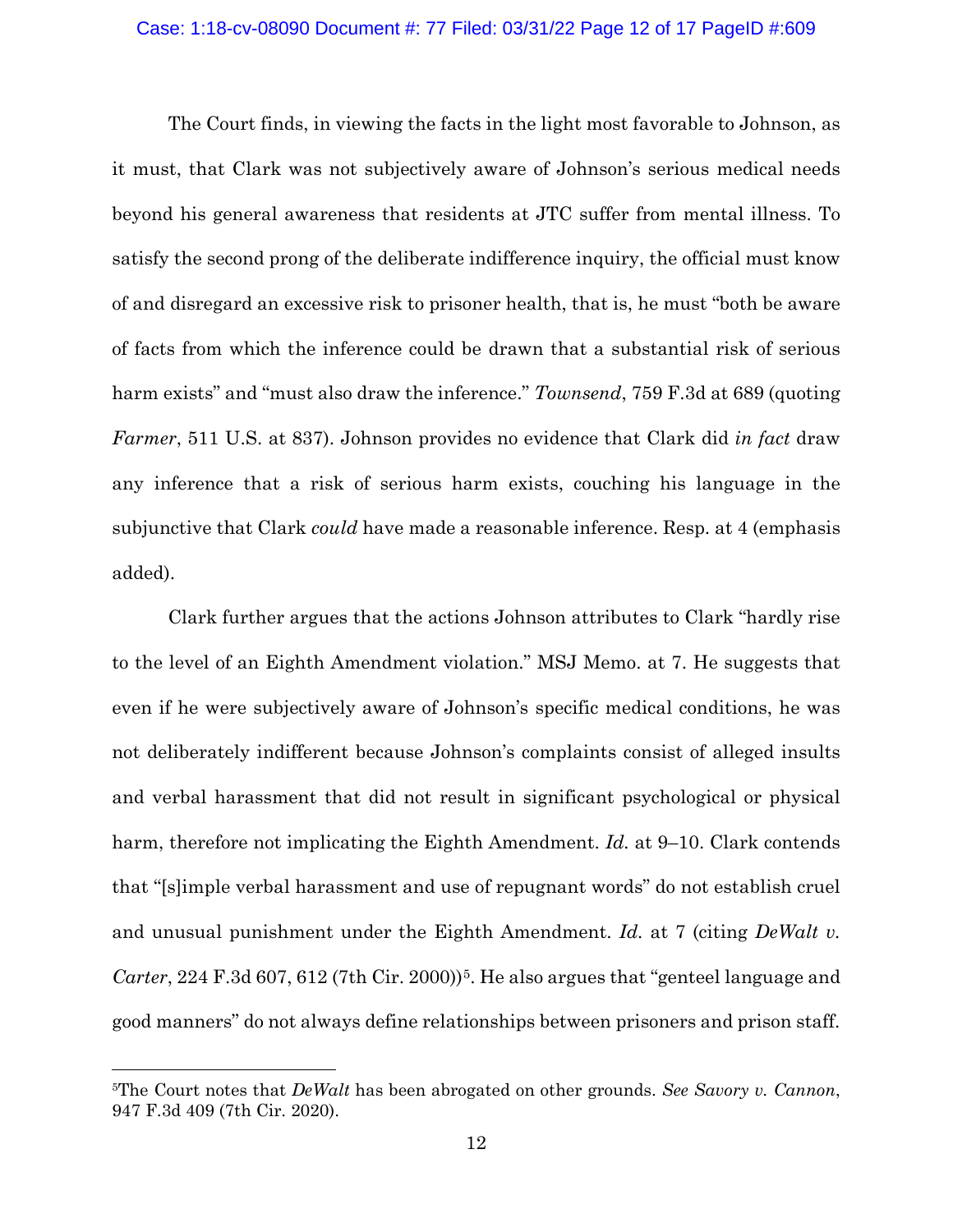The Court finds, in viewing the facts in the light most favorable to Johnson, as it must, that Clark was not subjectively aware of Johnson's serious medical needs beyond his general awareness that residents at JTC suffer from mental illness. To satisfy the second prong of the deliberate indifference inquiry, the official must know of and disregard an excessive risk to prisoner health, that is, he must "both be aware of facts from which the inference could be drawn that a substantial risk of serious harm exists" and "must also draw the inference." *Townsend*, 759 F.3d at 689 (quoting *Farmer*, 511 U.S. at 837). Johnson provides no evidence that Clark did *in fact* draw any inference that a risk of serious harm exists, couching his language in the subjunctive that Clark *could* have made a reasonable inference. Resp. at 4 (emphasis added).

Clark further argues that the actions Johnson attributes to Clark "hardly rise to the level of an Eighth Amendment violation." MSJ Memo. at 7. He suggests that even if he were subjectively aware of Johnson's specific medical conditions, he was not deliberately indifferent because Johnson's complaints consist of alleged insults and verbal harassment that did not result in significant psychological or physical harm, therefore not implicating the Eighth Amendment. *Id.* at 9–10. Clark contends that "[s]imple verbal harassment and use of repugnant words" do not establish cruel and unusual punishment under the Eighth Amendment. *Id.* at 7 (citing *DeWalt v. Carter*, 224 F.3d 607, 612 (7th Cir. 2000))[5]. He also argues that "genteel language and good manners" do not always define relationships between prisoners and prison staff.

[5]The Court notes that *DeWalt* has been abrogated on other grounds. *See Savory v. Cannon*, 947 F.3d 409 (7th Cir. 2020).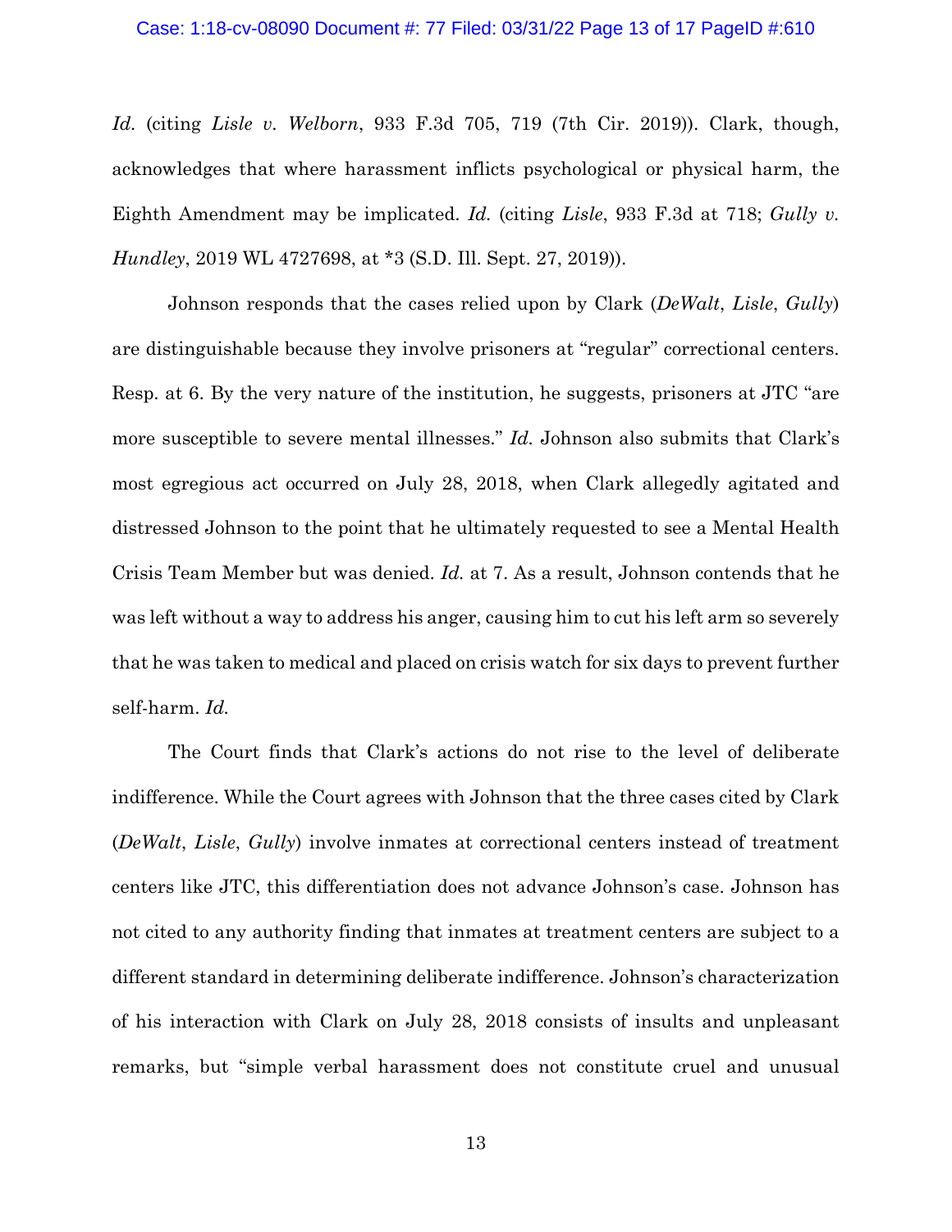*Id.* (citing *Lisle v. Welborn*, 933 F.3d 705, 719 (7th Cir. 2019)). Clark, though, acknowledges that where harassment inflicts psychological or physical harm, the Eighth Amendment may be implicated. *Id.* (citing *Lisle*, 933 F.3d at 718; *Gully v. Hundley*, 2019 WL 4727698, at *3 (S.D. Ill. Sept. 27, 2019)).

Johnson responds that the cases relied upon by Clark (*DeWalt*, *Lisle*, *Gully*) are distinguishable because they involve prisoners at "regular" correctional centers. Resp. at 6. By the very nature of the institution, he suggests, prisoners at JTC "are more susceptible to severe mental illnesses." *Id.* Johnson also submits that Clark's most egregious act occurred on July 28, 2018, when Clark allegedly agitated and distressed Johnson to the point that he ultimately requested to see a Mental Health Crisis Team Member but was denied. *Id.* at 7. As a result, Johnson contends that he was left without a way to address his anger, causing him to cut his left arm so severely that he was taken to medical and placed on crisis watch for six days to prevent further self-harm. *Id.*

The Court finds that Clark's actions do not rise to the level of deliberate indifference. While the Court agrees with Johnson that the three cases cited by Clark (*DeWalt*, *Lisle*, *Gully*) involve inmates at correctional centers instead of treatment centers like JTC, this differentiation does not advance Johnson's case. Johnson has not cited to any authority finding that inmates at treatment centers are subject to a different standard in determining deliberate indifference. Johnson's characterization of his interaction with Clark on July 28, 2018 consists of insults and unpleasant remarks, but "simple verbal harassment does not constitute cruel and unusual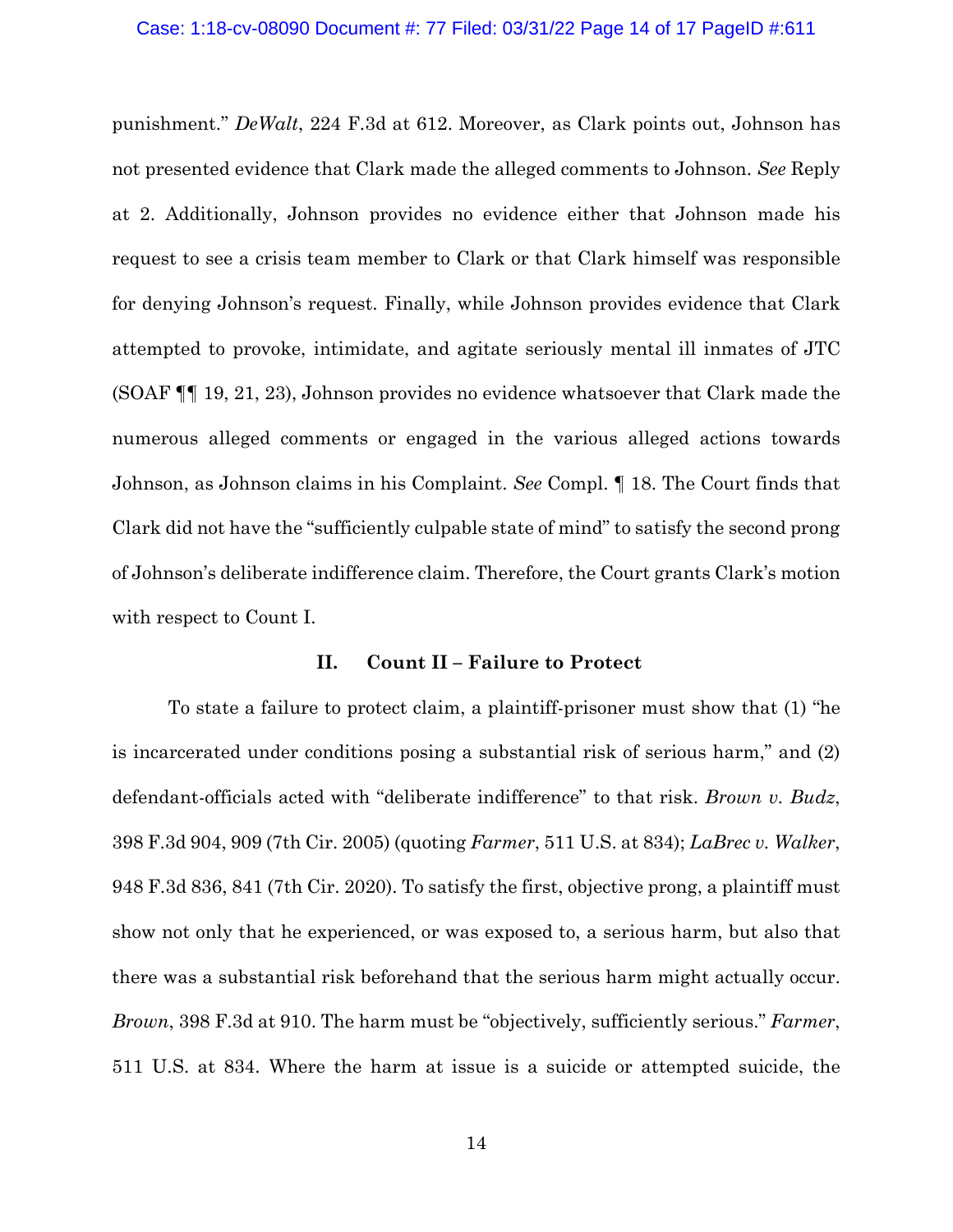punishment." *DeWalt*, 224 F.3d at 612. Moreover, as Clark points out, Johnson has not presented evidence that Clark made the alleged comments to Johnson. *See* Reply at 2. Additionally, Johnson provides no evidence either that Johnson made his request to see a crisis team member to Clark or that Clark himself was responsible for denying Johnson's request. Finally, while Johnson provides evidence that Clark attempted to provoke, intimidate, and agitate seriously mental ill inmates of JTC (SOAF ¶¶ 19, 21, 23), Johnson provides no evidence whatsoever that Clark made the numerous alleged comments or engaged in the various alleged actions towards Johnson, as Johnson claims in his Complaint. *See* Compl. ¶ 18. The Court finds that Clark did not have the "sufficiently culpable state of mind" to satisfy the second prong of Johnson's deliberate indifference claim. Therefore, the Court grants Clark's motion with respect to Count I.

## II. Count II – Failure to Protect

To state a failure to protect claim, a plaintiff-prisoner must show that (1) "he is incarcerated under conditions posing a substantial risk of serious harm," and (2) defendant-officials acted with "deliberate indifference" to that risk. *Brown v. Budz*, 398 F.3d 904, 909 (7th Cir. 2005) (quoting *Farmer*, 511 U.S. at 834); *LaBrec v. Walker*, 948 F.3d 836, 841 (7th Cir. 2020). To satisfy the first, objective prong, a plaintiff must show not only that he experienced, or was exposed to, a serious harm, but also that there was a substantial risk beforehand that the serious harm might actually occur. *Brown*, 398 F.3d at 910. The harm must be "objectively, sufficiently serious." *Farmer*, 511 U.S. at 834. Where the harm at issue is a suicide or attempted suicide, the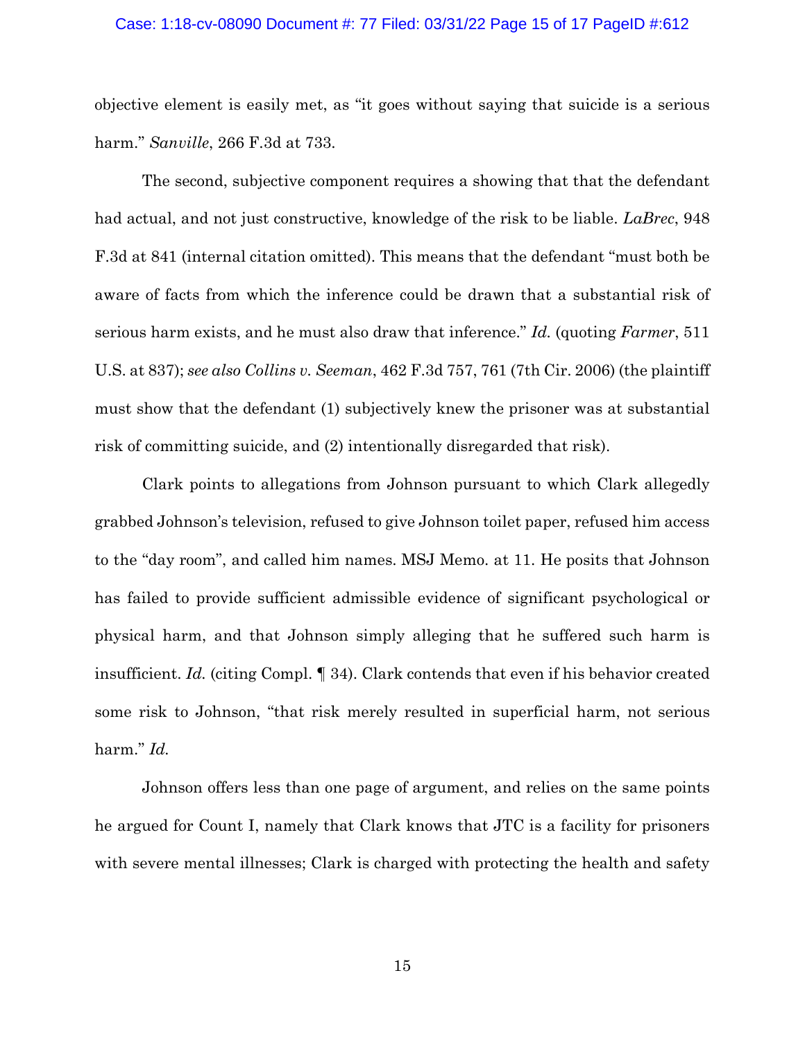objective element is easily met, as "it goes without saying that suicide is a serious harm." *Sanville*, 266 F.3d at 733.

The second, subjective component requires a showing that that the defendant had actual, and not just constructive, knowledge of the risk to be liable. *LaBrec*, 948 F.3d at 841 (internal citation omitted). This means that the defendant "must both be aware of facts from which the inference could be drawn that a substantial risk of serious harm exists, and he must also draw that inference." *Id.* (quoting *Farmer*, 511 U.S. at 837); *see also Collins v. Seeman*, 462 F.3d 757, 761 (7th Cir. 2006) (the plaintiff must show that the defendant (1) subjectively knew the prisoner was at substantial risk of committing suicide, and (2) intentionally disregarded that risk).

Clark points to allegations from Johnson pursuant to which Clark allegedly grabbed Johnson's television, refused to give Johnson toilet paper, refused him access to the "day room", and called him names. MSJ Memo. at 11. He posits that Johnson has failed to provide sufficient admissible evidence of significant psychological or physical harm, and that Johnson simply alleging that he suffered such harm is insufficient. *Id.* (citing Compl. ¶ 34). Clark contends that even if his behavior created some risk to Johnson, "that risk merely resulted in superficial harm, not serious harm." *Id.*

Johnson offers less than one page of argument, and relies on the same points he argued for Count I, namely that Clark knows that JTC is a facility for prisoners with severe mental illnesses; Clark is charged with protecting the health and safety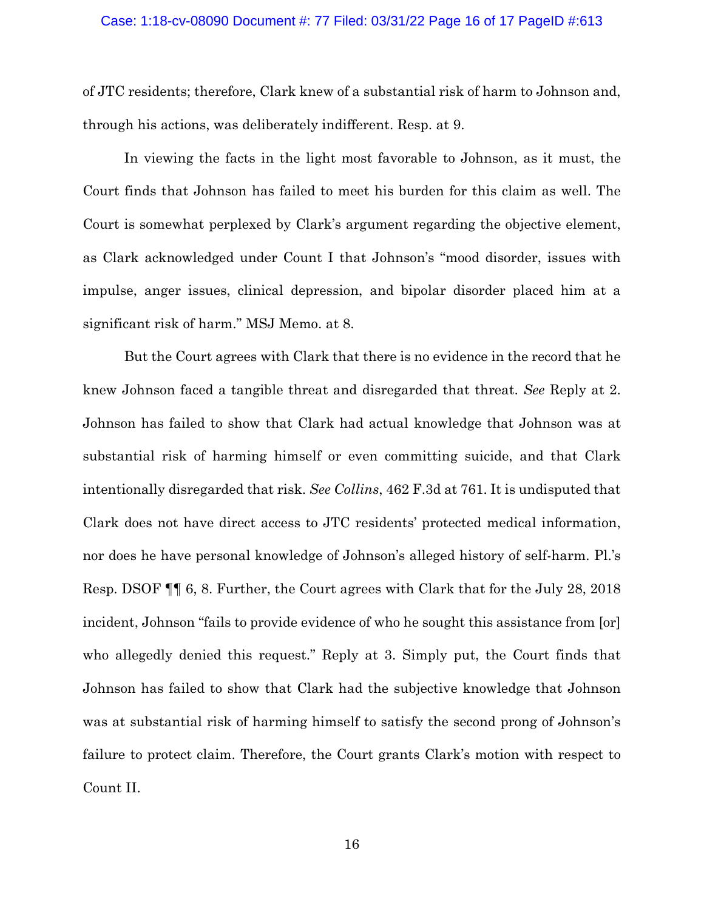of JTC residents; therefore, Clark knew of a substantial risk of harm to Johnson and, through his actions, was deliberately indifferent. Resp. at 9.

In viewing the facts in the light most favorable to Johnson, as it must, the Court finds that Johnson has failed to meet his burden for this claim as well. The Court is somewhat perplexed by Clark's argument regarding the objective element, as Clark acknowledged under Count I that Johnson's "mood disorder, issues with impulse, anger issues, clinical depression, and bipolar disorder placed him at a significant risk of harm." MSJ Memo. at 8.

But the Court agrees with Clark that there is no evidence in the record that he knew Johnson faced a tangible threat and disregarded that threat. *See* Reply at 2. Johnson has failed to show that Clark had actual knowledge that Johnson was at substantial risk of harming himself or even committing suicide, and that Clark intentionally disregarded that risk. *See Collins*, 462 F.3d at 761. It is undisputed that Clark does not have direct access to JTC residents' protected medical information, nor does he have personal knowledge of Johnson's alleged history of self-harm. Pl.'s Resp. DSOF ¶¶ 6, 8. Further, the Court agrees with Clark that for the July 28, 2018 incident, Johnson "fails to provide evidence of who he sought this assistance from [or] who allegedly denied this request." Reply at 3. Simply put, the Court finds that Johnson has failed to show that Clark had the subjective knowledge that Johnson was at substantial risk of harming himself to satisfy the second prong of Johnson's failure to protect claim. Therefore, the Court grants Clark's motion with respect to Count II.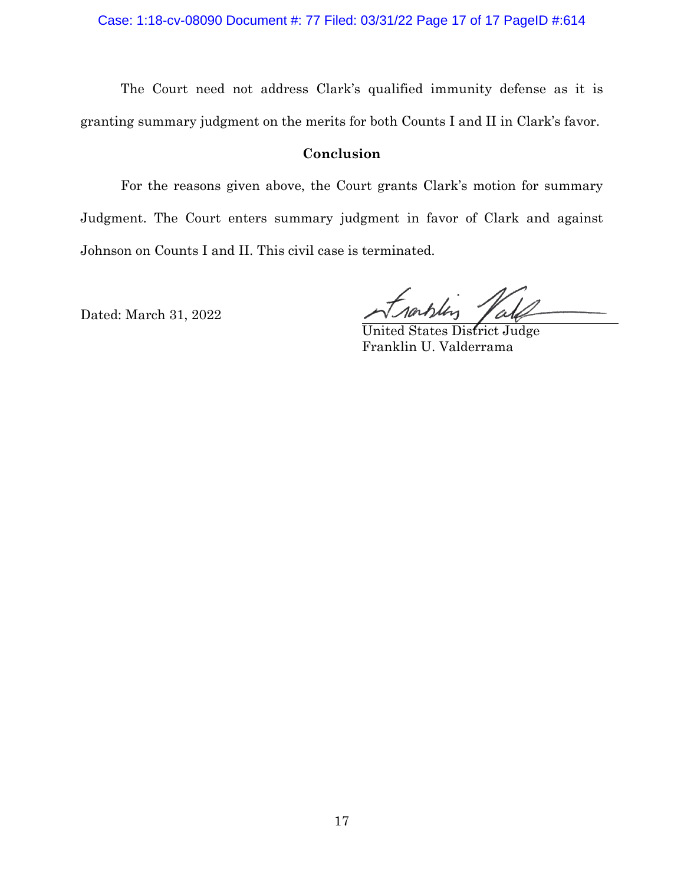The Court need not address Clark's qualified immunity defense as it is granting summary judgment on the merits for both Counts I and II in Clark's favor.

**Conclusion**

For the reasons given above, the Court grants Clark's motion for summary Judgment. The Court enters summary judgment in favor of Clark and against Johnson on Counts I and II. This civil case is terminated.

Dated: March 31, 2022

United States District Judge
Franklin U. Valderrama